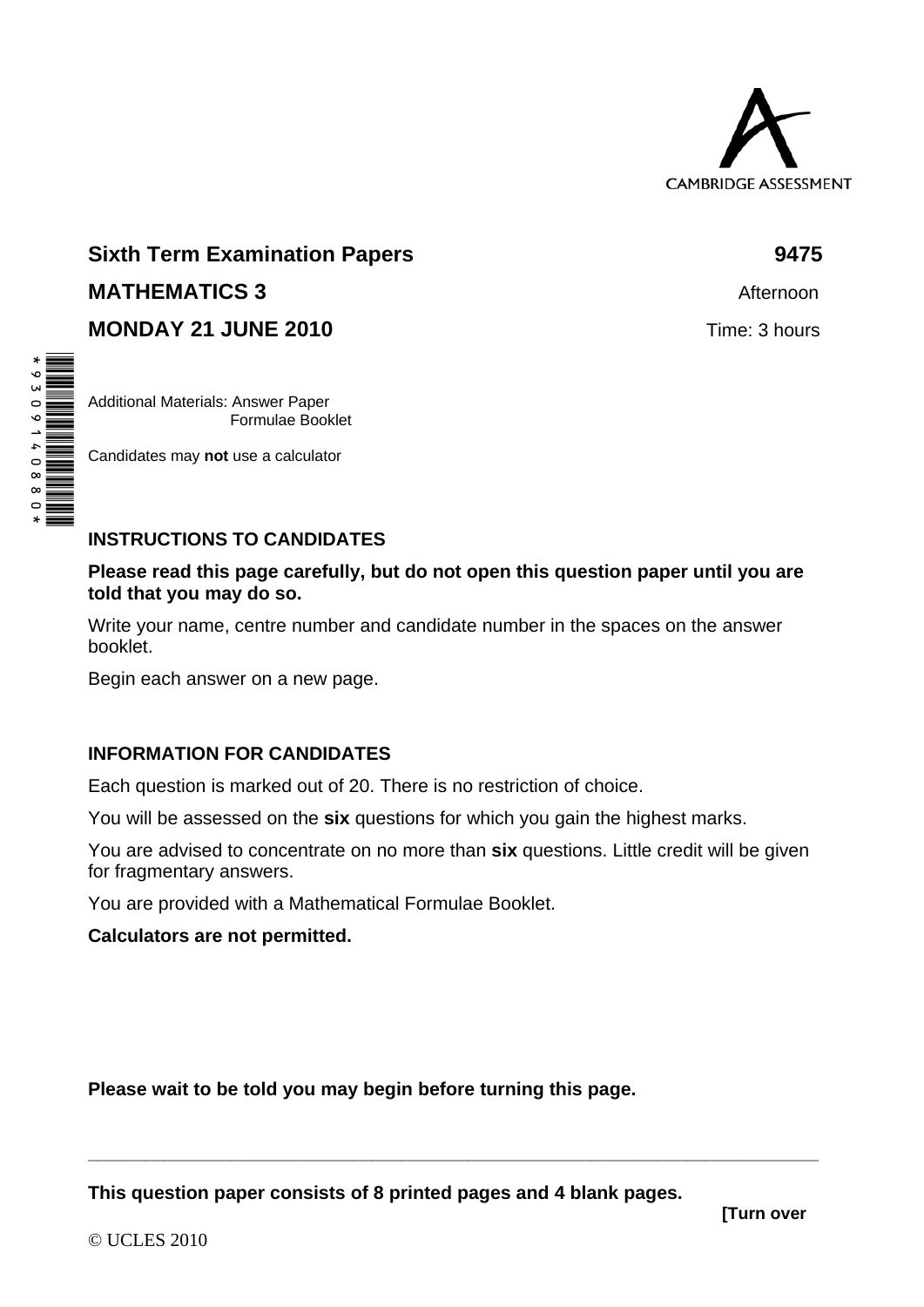CAMBRIDGE ASSESSMENT

**Sixth Term Examination Papers** **9475**

**MATHEMATICS 3** Afternoon

**MONDAY 21 JUNE 2010** Time: 3 hours

Additional Materials: Answer Paper
Formulae Booklet

Candidates may **not** use a calculator

**INSTRUCTIONS TO CANDIDATES**

**Please read this page carefully, but do not open this question paper until you are told that you may do so.**

Write your name, centre number and candidate number in the spaces on the answer booklet.

Begin each answer on a new page.

**INFORMATION FOR CANDIDATES**

Each question is marked out of 20. There is no restriction of choice.

You will be assessed on the **six** questions for which you gain the highest marks.

You are advised to concentrate on no more than **six** questions. Little credit will be given for fragmentary answers.

You are provided with a Mathematical Formulae Booklet.

**Calculators are not permitted.**

**Please wait to be told you may begin before turning this page.**

**This question paper consists of 8 printed pages and 4 blank pages.**

**[Turn over**

© UCLES 2010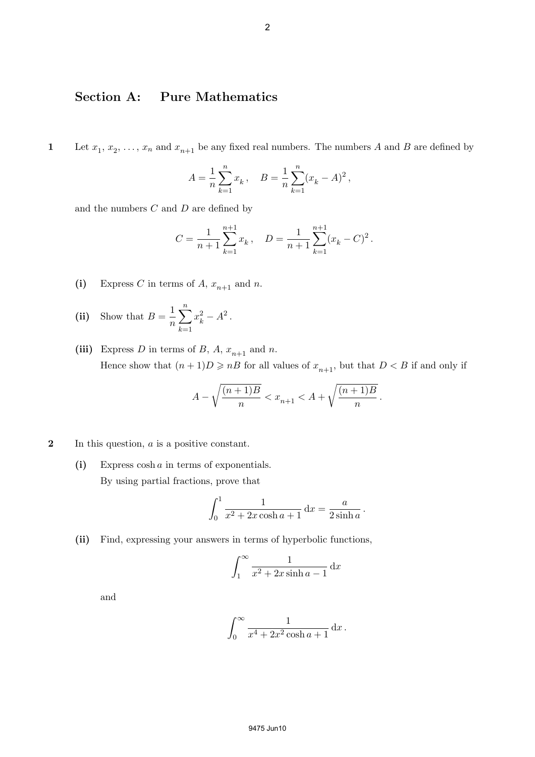## Section A: Pure Mathematics

**1** Let $x_1$, $x_2$, …, $x_n$ and $x_{n+1}$ be any fixed real numbers. The numbers $A$ and $B$ are defined by

$$A = \frac{1}{n}\sum_{k=1}^{n} x_k\,, \quad B = \frac{1}{n}\sum_{k=1}^{n}(x_k - A)^2\,,$$

and the numbers $C$ and $D$ are defined by

$$C = \frac{1}{n+1}\sum_{k=1}^{n+1} x_k\,, \quad D = \frac{1}{n+1}\sum_{k=1}^{n+1}(x_k - C)^2\,.$$

**(i)** Express $C$ in terms of $A$, $x_{n+1}$ and $n$.

**(ii)** Show that $B = \dfrac{1}{n}\displaystyle\sum_{k=1}^{n} x_k^2 - A^2$.

**(iii)** Express $D$ in terms of $B$, $A$, $x_{n+1}$ and $n$.

Hence show that $(n+1)D \geqslant nB$ for all values of $x_{n+1}$, but that $D < B$ if and only if

$$A - \sqrt{\frac{(n+1)B}{n}} < x_{n+1} < A + \sqrt{\frac{(n+1)B}{n}}\,.$$

**2** In this question, $a$ is a positive constant.

**(i)** Express $\cosh a$ in terms of exponentials.

By using partial fractions, prove that

$$\int_0^1 \frac{1}{x^2 + 2x\cosh a + 1}\,\mathrm{d}x = \frac{a}{2\sinh a}\,.$$

**(ii)** Find, expressing your answers in terms of hyperbolic functions,

$$\int_1^\infty \frac{1}{x^2 + 2x\sinh a - 1}\,\mathrm{d}x$$

and

$$\int_0^\infty \frac{1}{x^4 + 2x^2\cosh a + 1}\,\mathrm{d}x\,.$$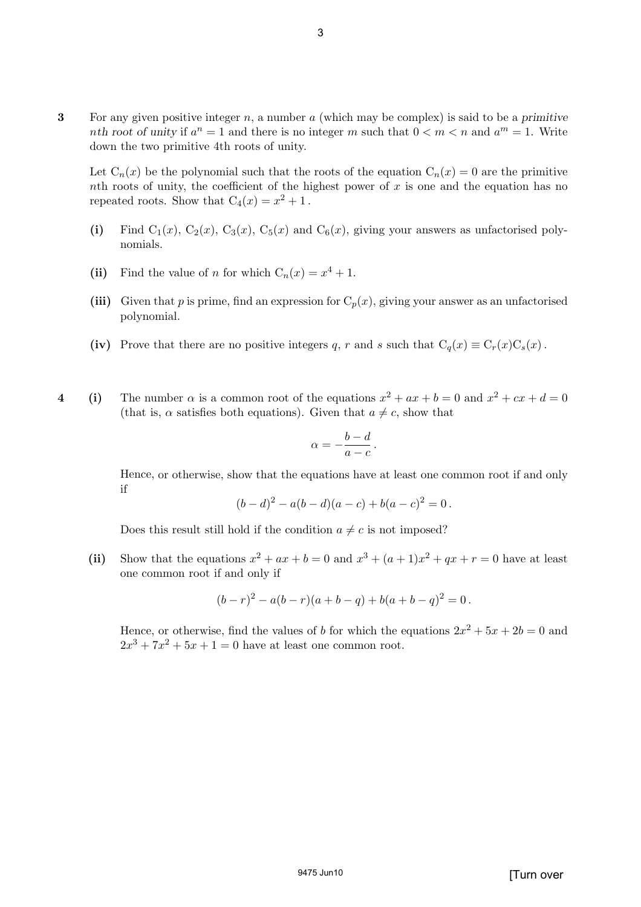**3** For any given positive integer $n$, a number $a$ (which may be complex) is said to be a *primitive nth root of unity* if $a^n = 1$ and there is no integer $m$ such that $0 < m < n$ and $a^m = 1$. Write down the two primitive 4th roots of unity.

Let $\mathrm{C}_n(x)$ be the polynomial such that the roots of the equation $\mathrm{C}_n(x) = 0$ are the primitive $n$th roots of unity, the coefficient of the highest power of $x$ is one and the equation has no repeated roots. Show that $\mathrm{C}_4(x) = x^2 + 1$.

**(i)** Find $\mathrm{C}_1(x)$, $\mathrm{C}_2(x)$, $\mathrm{C}_3(x)$, $\mathrm{C}_5(x)$ and $\mathrm{C}_6(x)$, giving your answers as unfactorised polynomials.

**(ii)** Find the value of $n$ for which $\mathrm{C}_n(x) = x^4 + 1$.

**(iii)** Given that $p$ is prime, find an expression for $\mathrm{C}_p(x)$, giving your answer as an unfactorised polynomial.

**(iv)** Prove that there are no positive integers $q$, $r$ and $s$ such that $\mathrm{C}_q(x) \equiv \mathrm{C}_r(x)\mathrm{C}_s(x)$.

**4** **(i)** The number $\alpha$ is a common root of the equations $x^2 + ax + b = 0$ and $x^2 + cx + d = 0$ (that is, $\alpha$ satisfies both equations). Given that $a \neq c$, show that

$$\alpha = -\frac{b-d}{a-c}.$$

Hence, or otherwise, show that the equations have at least one common root if and only if

$$(b-d)^2 - a(b-d)(a-c) + b(a-c)^2 = 0.$$

Does this result still hold if the condition $a \neq c$ is not imposed?

**(ii)** Show that the equations $x^2 + ax + b = 0$ and $x^3 + (a+1)x^2 + qx + r = 0$ have at least one common root if and only if

$$(b-r)^2 - a(b-r)(a+b-q) + b(a+b-q)^2 = 0.$$

Hence, or otherwise, find the values of $b$ for which the equations $2x^2 + 5x + 2b = 0$ and $2x^3 + 7x^2 + 5x + 1 = 0$ have at least one common root.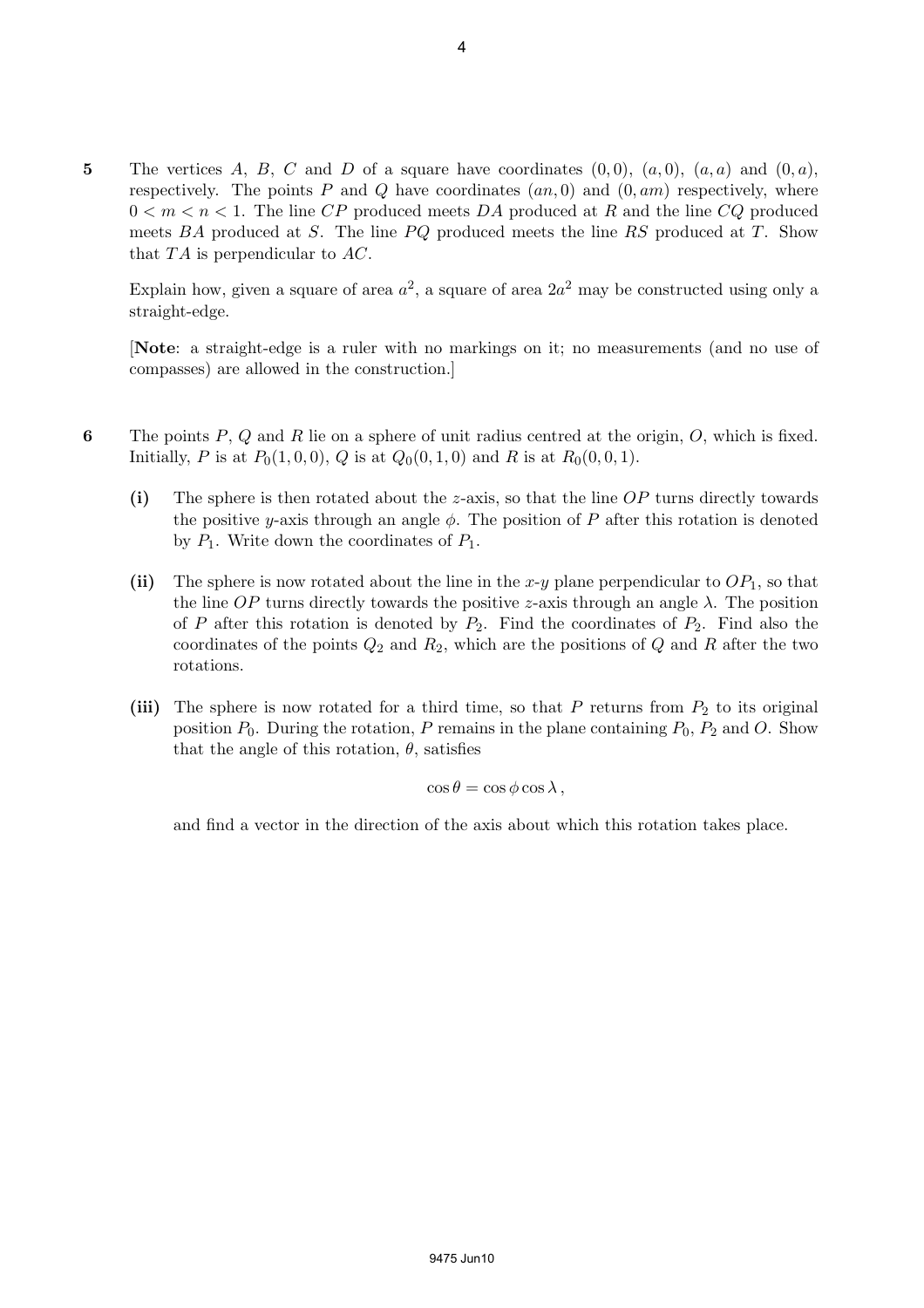**5** The vertices $A$, $B$, $C$ and $D$ of a square have coordinates $(0, 0)$, $(a, 0)$, $(a, a)$ and $(0, a)$, respectively. The points $P$ and $Q$ have coordinates $(an, 0)$ and $(0, am)$ respectively, where $0 < m < n < 1$. The line $CP$ produced meets $DA$ produced at $R$ and the line $CQ$ produced meets $BA$ produced at $S$. The line $PQ$ produced meets the line $RS$ produced at $T$. Show that $TA$ is perpendicular to $AC$.

Explain how, given a square of area $a^2$, a square of area $2a^2$ may be constructed using only a straight-edge.

[**Note**: a straight-edge is a ruler with no markings on it; no measurements (and no use of compasses) are allowed in the construction.]

**6** The points $P$, $Q$ and $R$ lie on a sphere of unit radius centred at the origin, $O$, which is fixed. Initially, $P$ is at $P_0(1, 0, 0)$, $Q$ is at $Q_0(0, 1, 0)$ and $R$ is at $R_0(0, 0, 1)$.

**(i)** The sphere is then rotated about the $z$-axis, so that the line $OP$ turns directly towards the positive $y$-axis through an angle $\phi$. The position of $P$ after this rotation is denoted by $P_1$. Write down the coordinates of $P_1$.

**(ii)** The sphere is now rotated about the line in the $x$-$y$ plane perpendicular to $OP_1$, so that the line $OP$ turns directly towards the positive $z$-axis through an angle $\lambda$. The position of $P$ after this rotation is denoted by $P_2$. Find the coordinates of $P_2$. Find also the coordinates of the points $Q_2$ and $R_2$, which are the positions of $Q$ and $R$ after the two rotations.

**(iii)** The sphere is now rotated for a third time, so that $P$ returns from $P_2$ to its original position $P_0$. During the rotation, $P$ remains in the plane containing $P_0$, $P_2$ and $O$. Show that the angle of this rotation, $\theta$, satisfies

$$\cos\theta = \cos\phi\cos\lambda\,,$$

and find a vector in the direction of the axis about which this rotation takes place.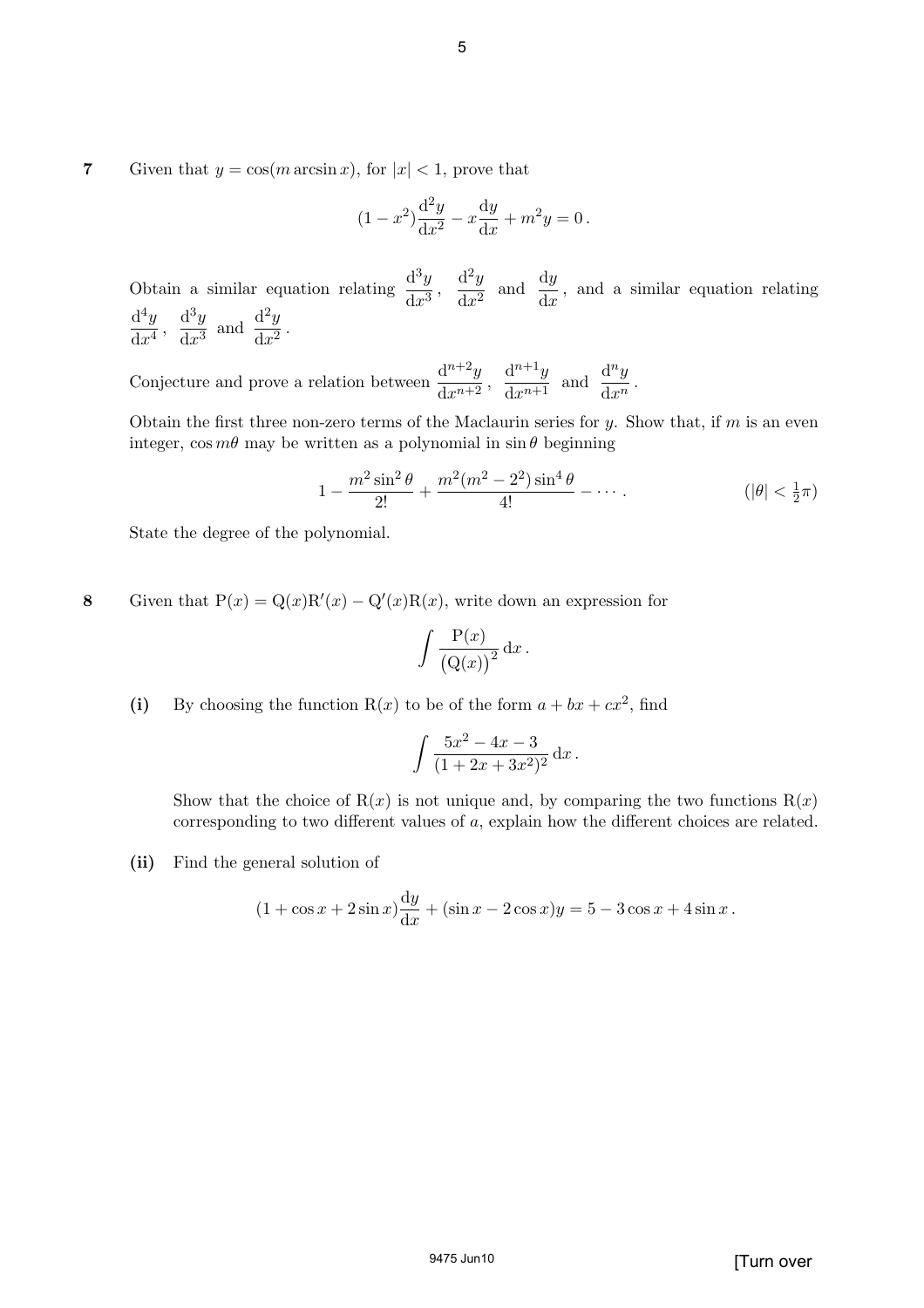**7** Given that $y = \cos(m \arcsin x)$, for $|x| < 1$, prove that

$$(1 - x^2)\frac{\mathrm{d}^2 y}{\mathrm{d}x^2} - x\frac{\mathrm{d}y}{\mathrm{d}x} + m^2 y = 0\,.$$

Obtain a similar equation relating $\dfrac{\mathrm{d}^3 y}{\mathrm{d}x^3}$, $\dfrac{\mathrm{d}^2 y}{\mathrm{d}x^2}$ and $\dfrac{\mathrm{d}y}{\mathrm{d}x}$, and a similar equation relating $\dfrac{\mathrm{d}^4 y}{\mathrm{d}x^4}$, $\dfrac{\mathrm{d}^3 y}{\mathrm{d}x^3}$ and $\dfrac{\mathrm{d}^2 y}{\mathrm{d}x^2}$.

Conjecture and prove a relation between $\dfrac{\mathrm{d}^{n+2} y}{\mathrm{d}x^{n+2}}$, $\dfrac{\mathrm{d}^{n+1} y}{\mathrm{d}x^{n+1}}$ and $\dfrac{\mathrm{d}^n y}{\mathrm{d}x^n}$.

Obtain the first three non-zero terms of the Maclaurin series for $y$. Show that, if $m$ is an even integer, $\cos m\theta$ may be written as a polynomial in $\sin\theta$ beginning

$$1 - \frac{m^2 \sin^2\theta}{2!} + \frac{m^2(m^2 - 2^2)\sin^4\theta}{4!} - \cdots\,. \qquad (|\theta| < \tfrac{1}{2}\pi)$$

State the degree of the polynomial.

**8** Given that $\mathrm{P}(x) = \mathrm{Q}(x)\mathrm{R}'(x) - \mathrm{Q}'(x)\mathrm{R}(x)$, write down an expression for

$$\int \frac{\mathrm{P}(x)}{\big(\mathrm{Q}(x)\big)^2}\,\mathrm{d}x\,.$$

**(i)** By choosing the function $\mathrm{R}(x)$ to be of the form $a + bx + cx^2$, find

$$\int \frac{5x^2 - 4x - 3}{(1 + 2x + 3x^2)^2}\,\mathrm{d}x\,.$$

Show that the choice of $\mathrm{R}(x)$ is not unique and, by comparing the two functions $\mathrm{R}(x)$ corresponding to two different values of $a$, explain how the different choices are related.

**(ii)** Find the general solution of

$$(1 + \cos x + 2\sin x)\frac{\mathrm{d}y}{\mathrm{d}x} + (\sin x - 2\cos x)y = 5 - 3\cos x + 4\sin x\,.$$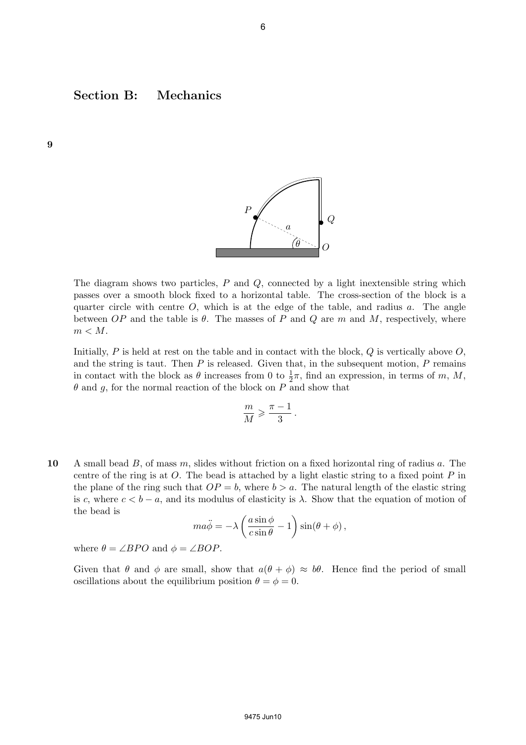## Section B: Mechanics

**9**

The diagram shows two particles, $P$ and $Q$, connected by a light inextensible string which passes over a smooth block fixed to a horizontal table. The cross-section of the block is a quarter circle with centre $O$, which is at the edge of the table, and radius $a$. The angle between $OP$ and the table is $\theta$. The masses of $P$ and $Q$ are $m$ and $M$, respectively, where $m < M$.

Initially, $P$ is held at rest on the table and in contact with the block, $Q$ is vertically above $O$, and the string is taut. Then $P$ is released. Given that, in the subsequent motion, $P$ remains in contact with the block as $\theta$ increases from 0 to $\frac{1}{2}\pi$, find an expression, in terms of $m$, $M$, $\theta$ and $g$, for the normal reaction of the block on $P$ and show that

$$\frac{m}{M} \geqslant \frac{\pi - 1}{3}\,.$$

**10** A small bead $B$, of mass $m$, slides without friction on a fixed horizontal ring of radius $a$. The centre of the ring is at $O$. The bead is attached by a light elastic string to a fixed point $P$ in the plane of the ring such that $OP = b$, where $b > a$. The natural length of the elastic string is $c$, where $c < b - a$, and its modulus of elasticity is $\lambda$. Show that the equation of motion of the bead is

$$ma\ddot{\phi} = -\lambda\left(\frac{a\sin\phi}{c\sin\theta} - 1\right)\sin(\theta + \phi)\,,$$

where $\theta = \angle BPO$ and $\phi = \angle BOP$.

Given that $\theta$ and $\phi$ are small, show that $a(\theta + \phi) \approx b\theta$. Hence find the period of small oscillations about the equilibrium position $\theta = \phi = 0$.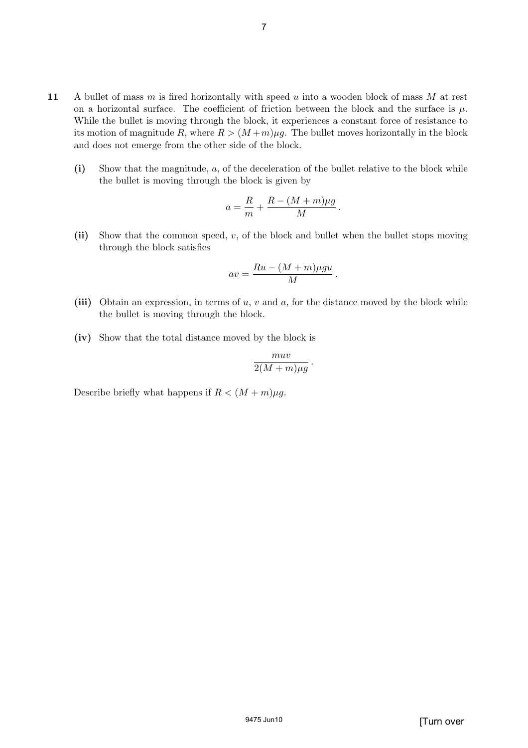**11** A bullet of mass $m$ is fired horizontally with speed $u$ into a wooden block of mass $M$ at rest on a horizontal surface. The coefficient of friction between the block and the surface is $\mu$. While the bullet is moving through the block, it experiences a constant force of resistance to its motion of magnitude $R$, where $R > (M+m)\mu g$. The bullet moves horizontally in the block and does not emerge from the other side of the block.

**(i)** Show that the magnitude, $a$, of the deceleration of the bullet relative to the block while the bullet is moving through the block is given by

$$a = \frac{R}{m} + \frac{R - (M+m)\mu g}{M}\,.$$

**(ii)** Show that the common speed, $v$, of the block and bullet when the bullet stops moving through the block satisfies

$$av = \frac{Ru - (M+m)\mu g u}{M}\,.$$

**(iii)** Obtain an expression, in terms of $u$, $v$ and $a$, for the distance moved by the block while the bullet is moving through the block.

**(iv)** Show that the total distance moved by the block is

$$\frac{muv}{2(M+m)\mu g}\,.$$

Describe briefly what happens if $R < (M+m)\mu g$.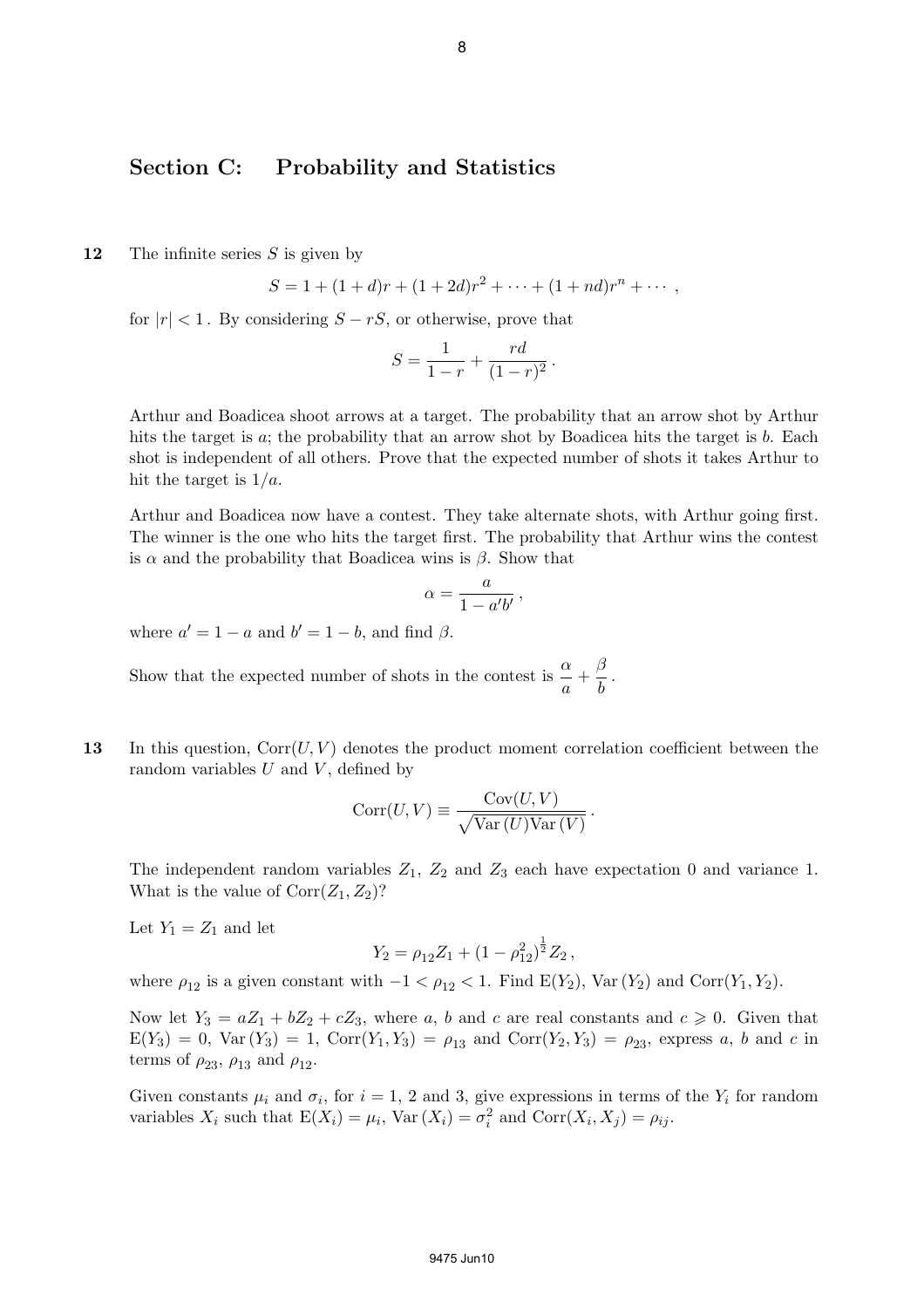## Section C: Probability and Statistics

**12** The infinite series $S$ is given by

$$S = 1 + (1+d)r + (1+2d)r^2 + \cdots + (1+nd)r^n + \cdots ,$$

for $|r| < 1$. By considering $S - rS$, or otherwise, prove that

$$S = \frac{1}{1-r} + \frac{rd}{(1-r)^2} .$$

Arthur and Boadicea shoot arrows at a target. The probability that an arrow shot by Arthur hits the target is $a$; the probability that an arrow shot by Boadicea hits the target is $b$. Each shot is independent of all others. Prove that the expected number of shots it takes Arthur to hit the target is $1/a$.

Arthur and Boadicea now have a contest. They take alternate shots, with Arthur going first. The winner is the one who hits the target first. The probability that Arthur wins the contest is $\alpha$ and the probability that Boadicea wins is $\beta$. Show that

$$\alpha = \frac{a}{1 - a'b'} ,$$

where $a' = 1 - a$ and $b' = 1 - b$, and find $\beta$.

Show that the expected number of shots in the contest is $\dfrac{\alpha}{a} + \dfrac{\beta}{b}$.

**13** In this question, $\text{Corr}(U, V)$ denotes the product moment correlation coefficient between the random variables $U$ and $V$, defined by

$$\text{Corr}(U, V) \equiv \frac{\text{Cov}(U, V)}{\sqrt{\text{Var}(U)\text{Var}(V)}} .$$

The independent random variables $Z_1$, $Z_2$ and $Z_3$ each have expectation 0 and variance 1. What is the value of $\text{Corr}(Z_1, Z_2)$?

Let $Y_1 = Z_1$ and let

$$Y_2 = \rho_{12} Z_1 + (1 - \rho_{12}^2)^{\frac{1}{2}} Z_2 ,$$

where $\rho_{12}$ is a given constant with $-1 < \rho_{12} < 1$. Find $\text{E}(Y_2)$, $\text{Var}(Y_2)$ and $\text{Corr}(Y_1, Y_2)$.

Now let $Y_3 = aZ_1 + bZ_2 + cZ_3$, where $a$, $b$ and $c$ are real constants and $c \geqslant 0$. Given that $\text{E}(Y_3) = 0$, $\text{Var}(Y_3) = 1$, $\text{Corr}(Y_1, Y_3) = \rho_{13}$ and $\text{Corr}(Y_2, Y_3) = \rho_{23}$, express $a$, $b$ and $c$ in terms of $\rho_{23}$, $\rho_{13}$ and $\rho_{12}$.

Given constants $\mu_i$ and $\sigma_i$, for $i = 1$, 2 and 3, give expressions in terms of the $Y_i$ for random variables $X_i$ such that $\text{E}(X_i) = \mu_i$, $\text{Var}(X_i) = \sigma_i^2$ and $\text{Corr}(X_i, X_j) = \rho_{ij}$.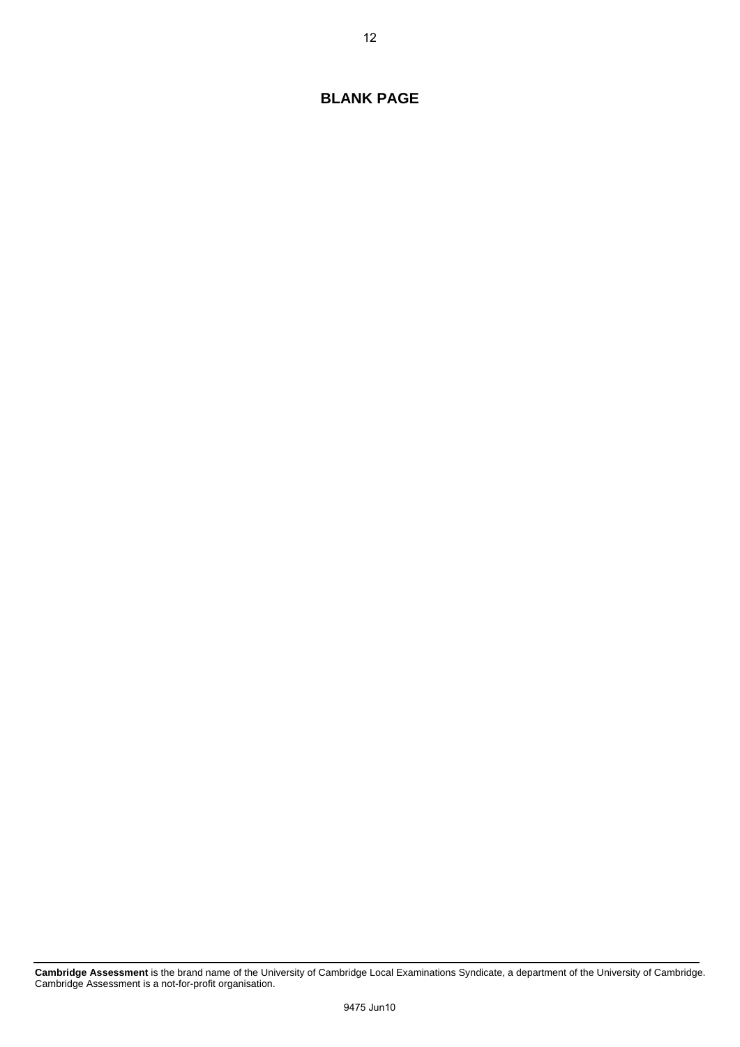**BLANK PAGE**

**Cambridge Assessment** is the brand name of the University of Cambridge Local Examinations Syndicate, a department of the University of Cambridge. Cambridge Assessment is a not-for-profit organisation.

9475 Jun10